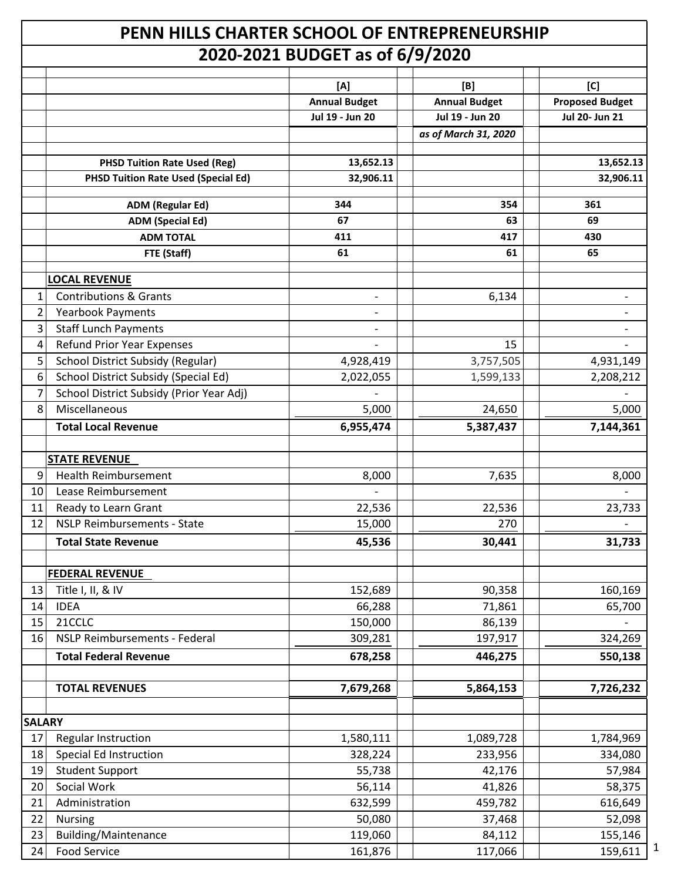# PENN HILLS CHARTER SCHOOL OF ENTREPRENEURSHIP

## 2020-2021 BUDGET as of 6/9/2020

| | | [A] | [B] | [C] |
|---|---|---|---|---|
| | | **Annual Budget** | **Annual Budget** | **Proposed Budget** |
| | | **Jul 19 - Jun 20** | **Jul 19 - Jun 20** | **Jul 20- Jun 21** |
| | | | *as of March 31, 2020* | |
| | **PHSD Tuition Rate Used (Reg)** | **13,652.13** | | **13,652.13** |
| | **PHSD Tuition Rate Used (Special Ed)** | **32,906.11** | | **32,906.11** |
| | **ADM (Regular Ed)** | **344** | **354** | **361** |
| | **ADM (Special Ed)** | **67** | **63** | **69** |
| | **ADM TOTAL** | **411** | **417** | **430** |
| | **FTE (Staff)** | **61** | **61** | **65** |
| | **LOCAL REVENUE** | | | |
| 1 | Contributions & Grants | - | 6,134 | - |
| 2 | Yearbook Payments | - | | - |
| 3 | Staff Lunch Payments | - | | - |
| 4 | Refund Prior Year Expenses | - | 15 | - |
| 5 | School District Subsidy (Regular) | 4,928,419 | 3,757,505 | 4,931,149 |
| 6 | School District Subsidy (Special Ed) | 2,022,055 | 1,599,133 | 2,208,212 |
| 7 | School District Subsidy (Prior Year Adj) | - | | - |
| 8 | Miscellaneous | 5,000 | 24,650 | 5,000 |
| | **Total Local Revenue** | **6,955,474** | **5,387,437** | **7,144,361** |
| | **STATE REVENUE** | | | |
| 9 | Health Reimbursement | 8,000 | 7,635 | 8,000 |
| 10 | Lease Reimbursement | - | | - |
| 11 | Ready to Learn Grant | 22,536 | 22,536 | 23,733 |
| 12 | NSLP Reimbursements - State | 15,000 | 270 | - |
| | **Total State Revenue** | **45,536** | **30,441** | **31,733** |
| | **FEDERAL REVENUE** | | | |
| 13 | Title I, II, & IV | 152,689 | 90,358 | 160,169 |
| 14 | IDEA | 66,288 | 71,861 | 65,700 |
| 15 | 21CCLC | 150,000 | 86,139 | - |
| 16 | NSLP Reimbursements - Federal | 309,281 | 197,917 | 324,269 |
| | **Total Federal Revenue** | **678,258** | **446,275** | **550,138** |
| | **TOTAL REVENUES** | **7,679,268** | **5,864,153** | **7,726,232** |
| **SALARY** | | | | |
| 17 | Regular Instruction | 1,580,111 | 1,089,728 | 1,784,969 |
| 18 | Special Ed Instruction | 328,224 | 233,956 | 334,080 |
| 19 | Student Support | 55,738 | 42,176 | 57,984 |
| 20 | Social Work | 56,114 | 41,826 | 58,375 |
| 21 | Administration | 632,599 | 459,782 | 616,649 |
| 22 | Nursing | 50,080 | 37,468 | 52,098 |
| 23 | Building/Maintenance | 119,060 | 84,112 | 155,146 |
| 24 | Food Service | 161,876 | 117,066 | 159,611 |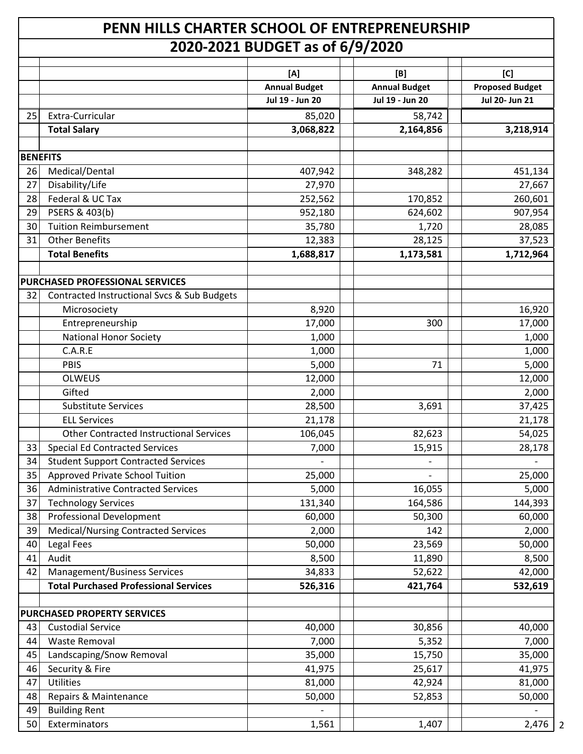# PENN HILLS CHARTER SCHOOL OF ENTREPRENEURSHIP

## 2020-2021 BUDGET as of 6/9/2020

| | | [A] | [B] | [C] |
|---|---|---|---|---|
| | | **Annual Budget** | **Annual Budget** | **Proposed Budget** |
| | | **Jul 19 - Jun 20** | **Jul 19 - Jun 20** | **Jul 20- Jun 21** |
| 25 | Extra-Curricular | 85,020 | 58,742 | |
| | **Total Salary** | **3,068,822** | **2,164,856** | **3,218,914** |
| | | | | |
| **BENEFITS** | | | | |
| 26 | Medical/Dental | 407,942 | 348,282 | 451,134 |
| 27 | Disability/Life | 27,970 | | 27,667 |
| 28 | Federal & UC Tax | 252,562 | 170,852 | 260,601 |
| 29 | PSERS & 403(b) | 952,180 | 624,602 | 907,954 |
| 30 | Tuition Reimbursement | 35,780 | 1,720 | 28,085 |
| 31 | Other Benefits | 12,383 | 28,125 | 37,523 |
| | **Total Benefits** | **1,688,817** | **1,173,581** | **1,712,964** |
| | | | | |
| **PURCHASED PROFESSIONAL SERVICES** | | | | |
| 32 | Contracted Instructional Svcs & Sub Budgets | | | |
| | Microsociety | 8,920 | | 16,920 |
| | Entrepreneurship | 17,000 | 300 | 17,000 |
| | National Honor Society | 1,000 | | 1,000 |
| | C.A.R.E | 1,000 | | 1,000 |
| | PBIS | 5,000 | 71 | 5,000 |
| | OLWEUS | 12,000 | | 12,000 |
| | Gifted | 2,000 | | 2,000 |
| | Substitute Services | 28,500 | 3,691 | 37,425 |
| | ELL Services | 21,178 | | 21,178 |
| | Other Contracted Instructional Services | 106,045 | 82,623 | 54,025 |
| 33 | Special Ed Contracted Services | 7,000 | 15,915 | 28,178 |
| 34 | Student Support Contracted Services | - | - | - |
| 35 | Approved Private School Tuition | 25,000 | - | 25,000 |
| 36 | Administrative Contracted Services | 5,000 | 16,055 | 5,000 |
| 37 | Technology Services | 131,340 | 164,586 | 144,393 |
| 38 | Professional Development | 60,000 | 50,300 | 60,000 |
| 39 | Medical/Nursing Contracted Services | 2,000 | 142 | 2,000 |
| 40 | Legal Fees | 50,000 | 23,569 | 50,000 |
| 41 | Audit | 8,500 | 11,890 | 8,500 |
| 42 | Management/Business Services | 34,833 | 52,622 | 42,000 |
| | **Total Purchased Professional Services** | **526,316** | **421,764** | **532,619** |
| | | | | |
| **PURCHASED PROPERTY SERVICES** | | | | |
| 43 | Custodial Service | 40,000 | 30,856 | 40,000 |
| 44 | Waste Removal | 7,000 | 5,352 | 7,000 |
| 45 | Landscaping/Snow Removal | 35,000 | 15,750 | 35,000 |
| 46 | Security & Fire | 41,975 | 25,617 | 41,975 |
| 47 | Utilities | 81,000 | 42,924 | 81,000 |
| 48 | Repairs & Maintenance | 50,000 | 52,853 | 50,000 |
| 49 | Building Rent | - | | - |
| 50 | Exterminators | 1,561 | 1,407 | 2,476 |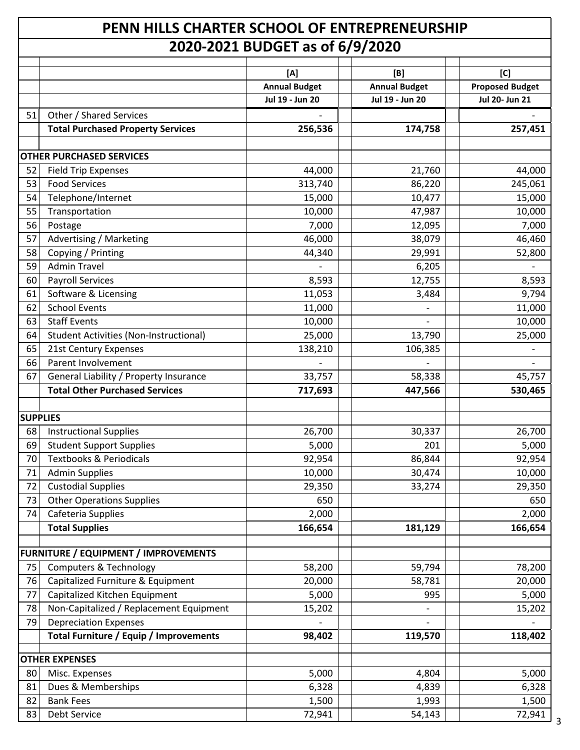# PENN HILLS CHARTER SCHOOL OF ENTREPRENEURSHIP

## 2020-2021 BUDGET as of 6/9/2020

| | | [A] | [B] | [C] |
|---|---|---|---|---|
| | | **Annual Budget** | **Annual Budget** | **Proposed Budget** |
| | | **Jul 19 - Jun 20** | **Jul 19 - Jun 20** | **Jul 20- Jun 21** |
| 51 | Other / Shared Services | - | | - |
| | **Total Purchased Property Services** | **256,536** | **174,758** | **257,451** |
| | | | | |
| **OTHER PURCHASED SERVICES** | | | | |
| 52 | Field Trip Expenses | 44,000 | 21,760 | 44,000 |
| 53 | Food Services | 313,740 | 86,220 | 245,061 |
| 54 | Telephone/Internet | 15,000 | 10,477 | 15,000 |
| 55 | Transportation | 10,000 | 47,987 | 10,000 |
| 56 | Postage | 7,000 | 12,095 | 7,000 |
| 57 | Advertising / Marketing | 46,000 | 38,079 | 46,460 |
| 58 | Copying / Printing | 44,340 | 29,991 | 52,800 |
| 59 | Admin Travel | - | 6,205 | - |
| 60 | Payroll Services | 8,593 | 12,755 | 8,593 |
| 61 | Software & Licensing | 11,053 | 3,484 | 9,794 |
| 62 | School Events | 11,000 | - | 11,000 |
| 63 | Staff Events | 10,000 | - | 10,000 |
| 64 | Student Activities (Non-Instructional) | 25,000 | 13,790 | 25,000 |
| 65 | 21st Century Expenses | 138,210 | 106,385 | - |
| 66 | Parent Involvement | - | - | - |
| 67 | General Liability / Property Insurance | 33,757 | 58,338 | 45,757 |
| | **Total Other Purchased Services** | **717,693** | **447,566** | **530,465** |
| | | | | |
| **SUPPLIES** | | | | |
| 68 | Instructional Supplies | 26,700 | 30,337 | 26,700 |
| 69 | Student Support Supplies | 5,000 | 201 | 5,000 |
| 70 | Textbooks & Periodicals | 92,954 | 86,844 | 92,954 |
| 71 | Admin Supplies | 10,000 | 30,474 | 10,000 |
| 72 | Custodial Supplies | 29,350 | 33,274 | 29,350 |
| 73 | Other Operations Supplies | 650 | | 650 |
| 74 | Cafeteria Supplies | 2,000 | | 2,000 |
| | **Total Supplies** | **166,654** | **181,129** | **166,654** |
| | | | | |
| **FURNITURE / EQUIPMENT / IMPROVEMENTS** | | | | |
| 75 | Computers & Technology | 58,200 | 59,794 | 78,200 |
| 76 | Capitalized Furniture & Equipment | 20,000 | 58,781 | 20,000 |
| 77 | Capitalized Kitchen Equipment | 5,000 | 995 | 5,000 |
| 78 | Non-Capitalized / Replacement Equipment | 15,202 | - | 15,202 |
| 79 | Depreciation Expenses | - | - | - |
| | **Total Furniture / Equip / Improvements** | **98,402** | **119,570** | **118,402** |
| | | | | |
| **OTHER EXPENSES** | | | | |
| 80 | Misc. Expenses | 5,000 | 4,804 | 5,000 |
| 81 | Dues & Memberships | 6,328 | 4,839 | 6,328 |
| 82 | Bank Fees | 1,500 | 1,993 | 1,500 |
| 83 | Debt Service | 72,941 | 54,143 | 72,941 |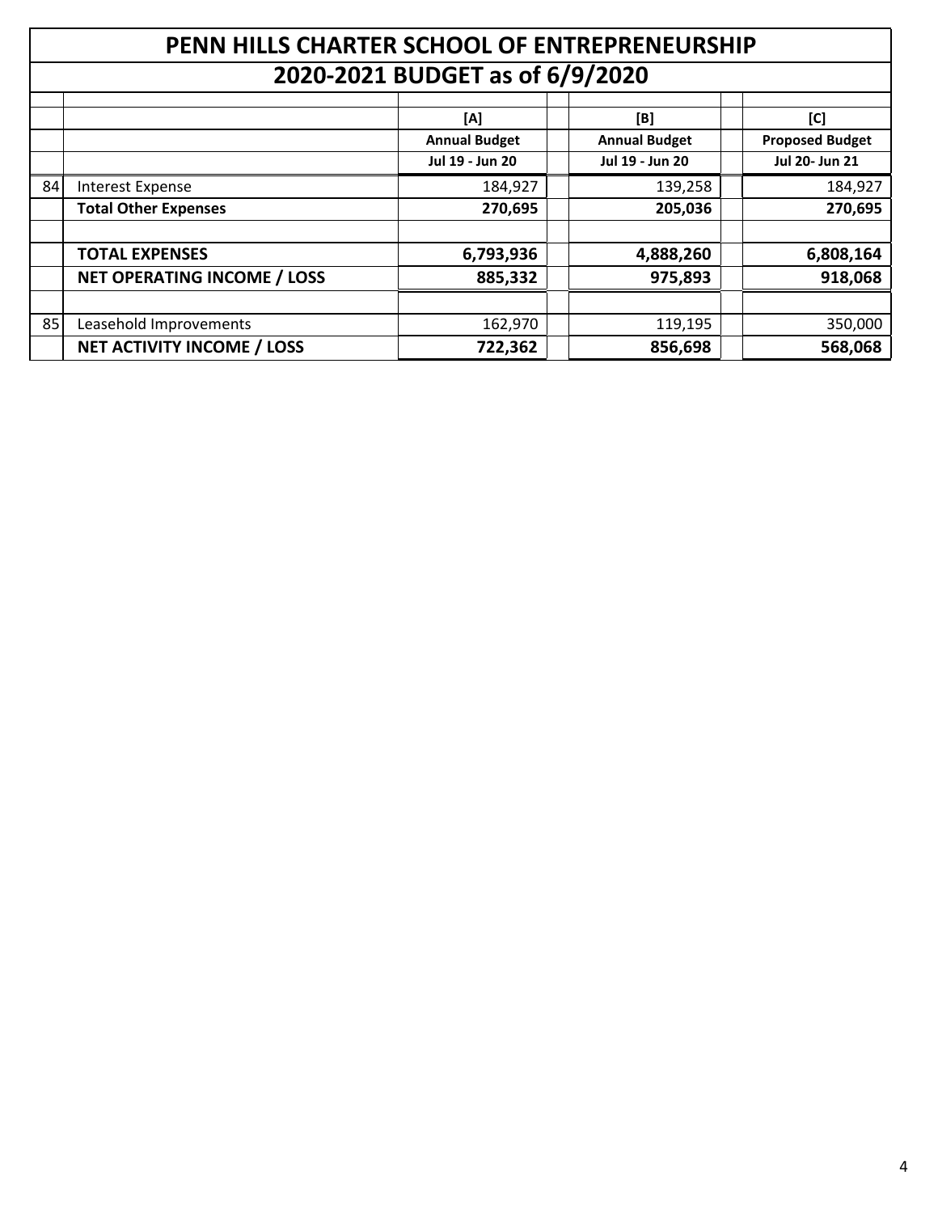# PENN HILLS CHARTER SCHOOL OF ENTREPRENEURSHIP

## 2020-2021 BUDGET as of 6/9/2020

| | | [A] | [B] | [C] |
|---|---|---|---|---|
| | | **Annual Budget** | **Annual Budget** | **Proposed Budget** |
| | | **Jul 19 - Jun 20** | **Jul 19 - Jun 20** | **Jul 20- Jun 21** |
| 84 | Interest Expense | 184,927 | 139,258 | 184,927 |
| | **Total Other Expenses** | **270,695** | **205,036** | **270,695** |
| | | | | |
| | **TOTAL EXPENSES** | **6,793,936** | **4,888,260** | **6,808,164** |
| | **NET OPERATING INCOME / LOSS** | **885,332** | **975,893** | **918,068** |
| | | | | |
| 85 | Leasehold Improvements | 162,970 | 119,195 | 350,000 |
| | **NET ACTIVITY INCOME / LOSS** | **722,362** | **856,698** | **568,068** |